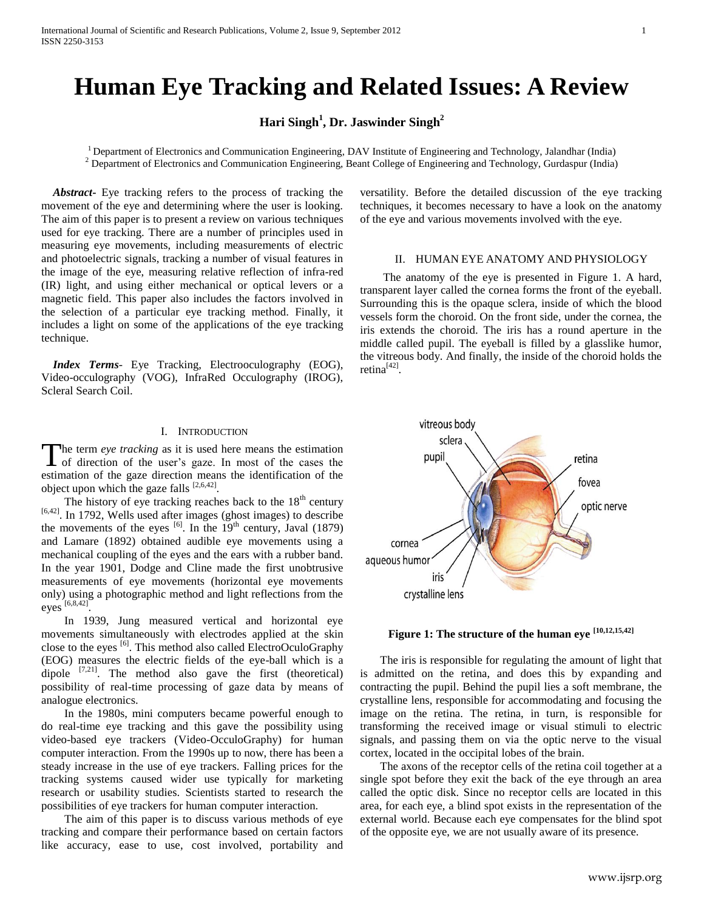# Human Eye Tracking and Related Issues: A Review

**Hari Singh[1], Dr. Jaswinder Singh[2]**

[1] Department of Electronics and Communication Engineering, DAV Institute of Engineering and Technology, Jalandhar (India)
[2] Department of Electronics and Communication Engineering, Beant College of Engineering and Technology, Gurdaspur (India)

***Abstract***- Eye tracking refers to the process of tracking the movement of the eye and determining where the user is looking. The aim of this paper is to present a review on various techniques used for eye tracking. There are a number of principles used in measuring eye movements, including measurements of electric and photoelectric signals, tracking a number of visual features in the image of the eye, measuring relative reflection of infra-red (IR) light, and using either mechanical or optical levers or a magnetic field. This paper also includes the factors involved in the selection of a particular eye tracking method. Finally, it includes a light on some of the applications of the eye tracking technique.

***Index Terms***- Eye Tracking, Electrooculography (EOG), Video-occulography (VOG), InfraRed Occulography (IROG), Scleral Search Coil.

## I. Introduction

The term *eye tracking* as it is used here means the estimation of direction of the user's gaze. In most of the cases the estimation of the gaze direction means the identification of the object upon which the gaze falls [2,6,42].

The history of eye tracking reaches back to the 18th century [6,42]. In 1792, Wells used after images (ghost images) to describe the movements of the eyes [6]. In the 19th century, Javal (1879) and Lamare (1892) obtained audible eye movements using a mechanical coupling of the eyes and the ears with a rubber band. In the year 1901, Dodge and Cline made the first unobtrusive measurements of eye movements (horizontal eye movements only) using a photographic method and light reflections from the eyes [6,8,42].

In 1939, Jung measured vertical and horizontal eye movements simultaneously with electrodes applied at the skin close to the eyes [6]. This method also called ElectroOculoGraphy (EOG) measures the electric fields of the eye-ball which is a dipole [7,21]. The method also gave the first (theoretical) possibility of real-time processing of gaze data by means of analogue electronics.

In the 1980s, mini computers became powerful enough to do real-time eye tracking and this gave the possibility using video-based eye trackers (Video-OcculoGraphy) for human computer interaction. From the 1990s up to now, there has been a steady increase in the use of eye trackers. Falling prices for the tracking systems caused wider use typically for marketing research or usability studies. Scientists started to research the possibilities of eye trackers for human computer interaction.

The aim of this paper is to discuss various methods of eye tracking and compare their performance based on certain factors like accuracy, ease to use, cost involved, portability and versatility. Before the detailed discussion of the eye tracking techniques, it becomes necessary to have a look on the anatomy of the eye and various movements involved with the eye.

## II. Human Eye Anatomy and Physiology

The anatomy of the eye is presented in Figure 1. A hard, transparent layer called the cornea forms the front of the eyeball. Surrounding this is the opaque sclera, inside of which the blood vessels form the choroid. On the front side, under the cornea, the iris extends the choroid. The iris has a round aperture in the middle called pupil. The eyeball is filled by a glasslike humor, the vitreous body. And finally, the inside of the choroid holds the retina[42].

**Figure 1: The structure of the human eye [10,12,15,42]**

The iris is responsible for regulating the amount of light that is admitted on the retina, and does this by expanding and contracting the pupil. Behind the pupil lies a soft membrane, the crystalline lens, responsible for accommodating and focusing the image on the retina. The retina, in turn, is responsible for transforming the received image or visual stimuli to electric signals, and passing them on via the optic nerve to the visual cortex, located in the occipital lobes of the brain.

The axons of the receptor cells of the retina coil together at a single spot before they exit the back of the eye through an area called the optic disk. Since no receptor cells are located in this area, for each eye, a blind spot exists in the representation of the external world. Because each eye compensates for the blind spot of the opposite eye, we are not usually aware of its presence.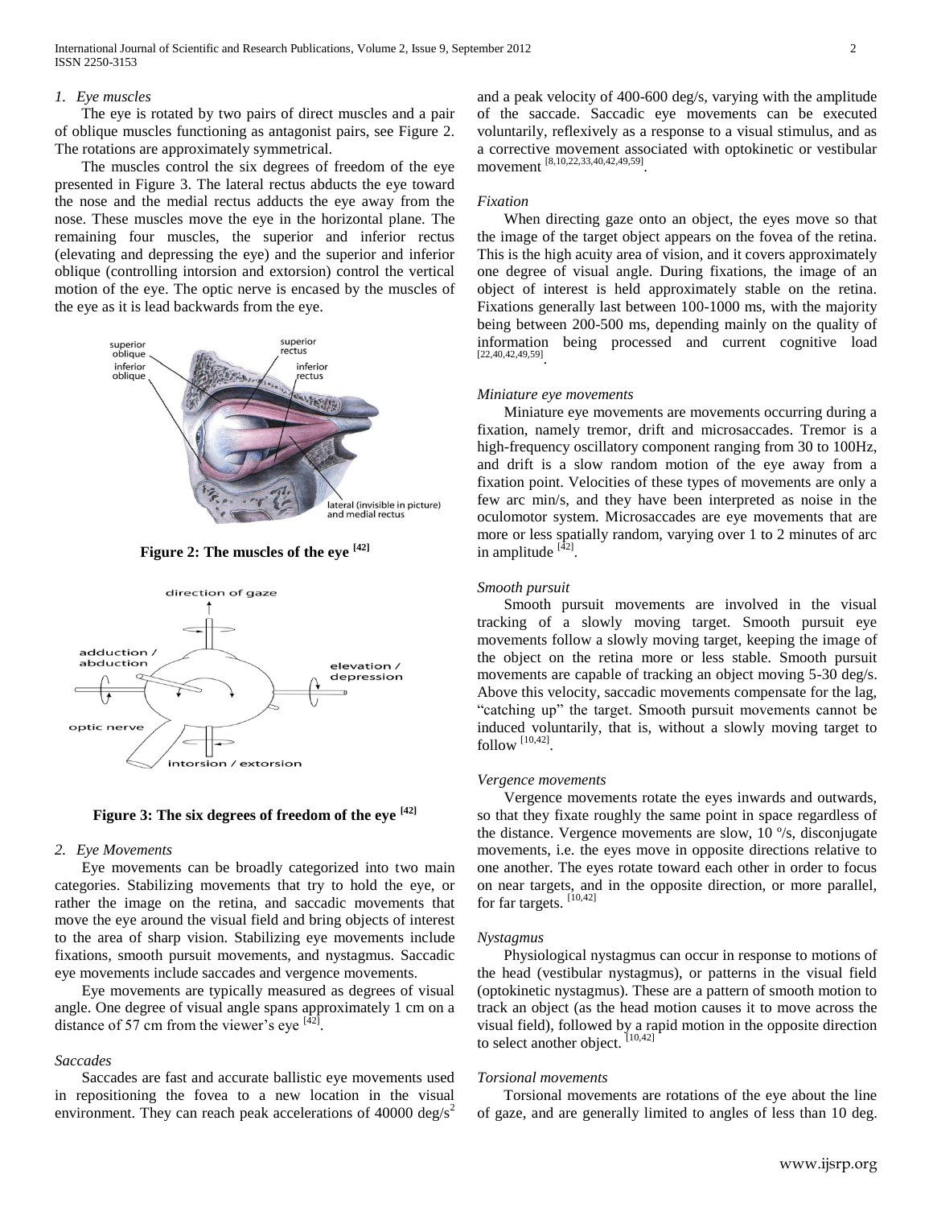### 1. Eye muscles

The eye is rotated by two pairs of direct muscles and a pair of oblique muscles functioning as antagonist pairs, see Figure 2. The rotations are approximately symmetrical.

The muscles control the six degrees of freedom of the eye presented in Figure 3. The lateral rectus abducts the eye toward the nose and the medial rectus adducts the eye away from the nose. These muscles move the eye in the horizontal plane. The remaining four muscles, the superior and inferior rectus (elevating and depressing the eye) and the superior and inferior oblique (controlling intorsion and extorsion) control the vertical motion of the eye. The optic nerve is encased by the muscles of the eye as it is lead backwards from the eye.

**Figure 2: The muscles of the eye [42]**

**Figure 3: The six degrees of freedom of the eye [42]**

### 2. Eye Movements

Eye movements can be broadly categorized into two main categories. Stabilizing movements that try to hold the eye, or rather the image on the retina, and saccadic movements that move the eye around the visual field and bring objects of interest to the area of sharp vision. Stabilizing eye movements include fixations, smooth pursuit movements, and nystagmus. Saccadic eye movements include saccades and vergence movements.

Eye movements are typically measured as degrees of visual angle. One degree of visual angle spans approximately 1 cm on a distance of 57 cm from the viewer's eye [42].

*Saccades*

Saccades are fast and accurate ballistic eye movements used in repositioning the fovea to a new location in the visual environment. They can reach peak accelerations of 40000 deg/s$^2$ and a peak velocity of 400-600 deg/s, varying with the amplitude of the saccade. Saccadic eye movements can be executed voluntarily, reflexively as a response to a visual stimulus, and as a corrective movement associated with optokinetic or vestibular movement [8,10,22,33,40,42,49,59].

*Fixation*

When directing gaze onto an object, the eyes move so that the image of the target object appears on the fovea of the retina. This is the high acuity area of vision, and it covers approximately one degree of visual angle. During fixations, the image of an object of interest is held approximately stable on the retina. Fixations generally last between 100-1000 ms, with the majority being between 200-500 ms, depending mainly on the quality of information being processed and current cognitive load [22,40,42,49,59].

*Miniature eye movements*

Miniature eye movements are movements occurring during a fixation, namely tremor, drift and microsaccades. Tremor is a high-frequency oscillatory component ranging from 30 to 100Hz, and drift is a slow random motion of the eye away from a fixation point. Velocities of these types of movements are only a few arc min/s, and they have been interpreted as noise in the oculomotor system. Microsaccades are eye movements that are more or less spatially random, varying over 1 to 2 minutes of arc in amplitude [42].

*Smooth pursuit*

Smooth pursuit movements are involved in the visual tracking of a slowly moving target. Smooth pursuit eye movements follow a slowly moving target, keeping the image of the object on the retina more or less stable. Smooth pursuit movements are capable of tracking an object moving 5-30 deg/s. Above this velocity, saccadic movements compensate for the lag, "catching up" the target. Smooth pursuit movements cannot be induced voluntarily, that is, without a slowly moving target to follow [10,42].

*Vergence movements*

Vergence movements rotate the eyes inwards and outwards, so that they fixate roughly the same point in space regardless of the distance. Vergence movements are slow, 10 °/s, disconjugate movements, i.e. the eyes move in opposite directions relative to one another. The eyes rotate toward each other in order to focus on near targets, and in the opposite direction, or more parallel, for far targets. [10,42]

*Nystagmus*

Physiological nystagmus can occur in response to motions of the head (vestibular nystagmus), or patterns in the visual field (optokinetic nystagmus). These are a pattern of smooth motion to track an object (as the head motion causes it to move across the visual field), followed by a rapid motion in the opposite direction to select another object. [10,42]

*Torsional movements*

Torsional movements are rotations of the eye about the line of gaze, and are generally limited to angles of less than 10 deg.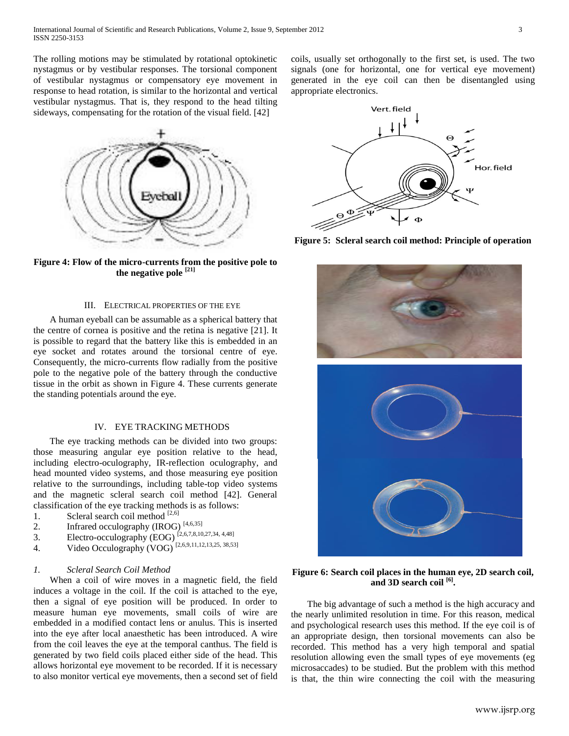The rolling motions may be stimulated by rotational optokinetic nystagmus or by vestibular responses. The torsional component of vestibular nystagmus or compensatory eye movement in response to head rotation, is similar to the horizontal and vertical vestibular nystagmus. That is, they respond to the head tilting sideways, compensating for the rotation of the visual field. [42]

**Figure 4: Flow of the micro-currents from the positive pole to the negative pole [21]**

## III. Electrical properties of the eye

A human eyeball can be assumable as a spherical battery that the centre of cornea is positive and the retina is negative [21]. It is possible to regard that the battery like this is embedded in an eye socket and rotates around the torsional centre of eye. Consequently, the micro-currents flow radially from the positive pole to the negative pole of the battery through the conductive tissue in the orbit as shown in Figure 4. These currents generate the standing potentials around the eye.

## IV. Eye tracking methods

The eye tracking methods can be divided into two groups: those measuring angular eye position relative to the head, including electro-oculography, IR-reflection oculography, and head mounted video systems, and those measuring eye position relative to the surroundings, including table-top video systems and the magnetic scleral search coil method [42]. General classification of the eye tracking methods is as follows:

1. Scleral search coil method [2,6]
2. Infrared occulography (IROG) [4,6,35]
3. Electro-occulography (EOG) [2,6,7,8,10,27,34, 4,48]
4. Video Occulography (VOG) [2,6,9,11,12,13,25, 38,53]

### *1. Scleral Search Coil Method*

When a coil of wire moves in a magnetic field, the field induces a voltage in the coil. If the coil is attached to the eye, then a signal of eye position will be produced. In order to measure human eye movements, small coils of wire are embedded in a modified contact lens or anulus. This is inserted into the eye after local anaesthetic has been introduced. A wire from the coil leaves the eye at the temporal canthus. The field is generated by two field coils placed either side of the head. This allows horizontal eye movement to be recorded. If it is necessary to also monitor vertical eye movements, then a second set of field coils, usually set orthogonally to the first set, is used. The two signals (one for horizontal, one for vertical eye movement) generated in the eye coil can then be disentangled using appropriate electronics.

**Figure 5: Scleral search coil method: Principle of operation**

**Figure 6: Search coil places in the human eye, 2D search coil, and 3D search coil [6].**

The big advantage of such a method is the high accuracy and the nearly unlimited resolution in time. For this reason, medical and psychological research uses this method. If the eye coil is of an appropriate design, then torsional movements can also be recorded. This method has a very high temporal and spatial resolution allowing even the small types of eye movements (eg microsaccades) to be studied. But the problem with this method is that, the thin wire connecting the coil with the measuring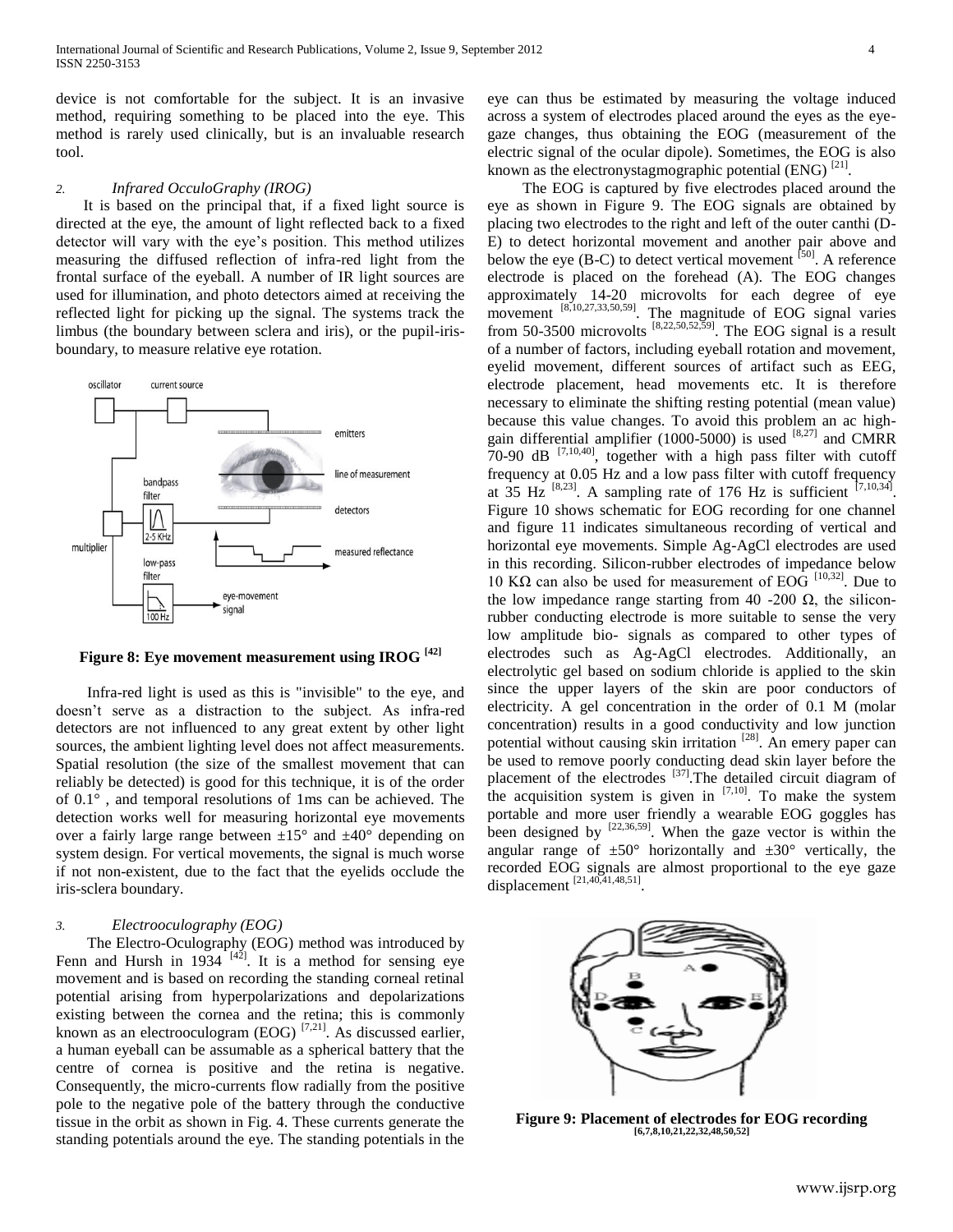device is not comfortable for the subject. It is an invasive method, requiring something to be placed into the eye. This method is rarely used clinically, but is an invaluable research tool.

### *2. Infrared OcculoGraphy (IROG)*

It is based on the principal that, if a fixed light source is directed at the eye, the amount of light reflected back to a fixed detector will vary with the eye's position. This method utilizes measuring the diffused reflection of infra-red light from the frontal surface of the eyeball. A number of IR light sources are used for illumination, and photo detectors aimed at receiving the reflected light for picking up the signal. The systems track the limbus (the boundary between sclera and iris), or the pupil-iris-boundary, to measure relative eye rotation.

**Figure 8: Eye movement measurement using IROG [42]**

Infra-red light is used as this is "invisible" to the eye, and doesn't serve as a distraction to the subject. As infra-red detectors are not influenced to any great extent by other light sources, the ambient lighting level does not affect measurements. Spatial resolution (the size of the smallest movement that can reliably be detected) is good for this technique, it is of the order of 0.1° , and temporal resolutions of 1ms can be achieved. The detection works well for measuring horizontal eye movements over a fairly large range between ±15° and ±40° depending on system design. For vertical movements, the signal is much worse if not non-existent, due to the fact that the eyelids occlude the iris-sclera boundary.

### *3. Electrooculography (EOG)*

The Electro-Oculography (EOG) method was introduced by Fenn and Hursh in 1934 [42]. It is a method for sensing eye movement and is based on recording the standing corneal retinal potential arising from hyperpolarizations and depolarizations existing between the cornea and the retina; this is commonly known as an electrooculogram (EOG) [7,21]. As discussed earlier, a human eyeball can be assumable as a spherical battery that the centre of cornea is positive and the retina is negative. Consequently, the micro-currents flow radially from the positive pole to the negative pole of the battery through the conductive tissue in the orbit as shown in Fig. 4. These currents generate the standing potentials around the eye. The standing potentials in the eye can thus be estimated by measuring the voltage induced across a system of electrodes placed around the eyes as the eye-gaze changes, thus obtaining the EOG (measurement of the electric signal of the ocular dipole). Sometimes, the EOG is also known as the electronystagmographic potential (ENG) [21].

The EOG is captured by five electrodes placed around the eye as shown in Figure 9. The EOG signals are obtained by placing two electrodes to the right and left of the outer canthi (D-E) to detect horizontal movement and another pair above and below the eye (B-C) to detect vertical movement [50]. A reference electrode is placed on the forehead (A). The EOG changes approximately 14-20 microvolts for each degree of eye movement [8,10,27,33,50,59]. The magnitude of EOG signal varies from 50-3500 microvolts [8,22,50,52,59]. The EOG signal is a result of a number of factors, including eyeball rotation and movement, eyelid movement, different sources of artifact such as EEG, electrode placement, head movements etc. It is therefore necessary to eliminate the shifting resting potential (mean value) because this value changes. To avoid this problem an ac high-gain differential amplifier (1000-5000) is used [8,27] and CMRR 70-90 dB [7,10,40], together with a high pass filter with cutoff frequency at 0.05 Hz and a low pass filter with cutoff frequency at 35 Hz [8,23]. A sampling rate of 176 Hz is sufficient [7,10,34]. Figure 10 shows schematic for EOG recording for one channel and figure 11 indicates simultaneous recording of vertical and horizontal eye movements. Simple Ag-AgCl electrodes are used in this recording. Silicon-rubber electrodes of impedance below 10 KΩ can also be used for measurement of EOG [10,32]. Due to the low impedance range starting from 40 -200 Ω, the silicon-rubber conducting electrode is more suitable to sense the very low amplitude bio- signals as compared to other types of electrodes such as Ag-AgCl electrodes. Additionally, an electrolytic gel based on sodium chloride is applied to the skin since the upper layers of the skin are poor conductors of electricity. A gel concentration in the order of 0.1 M (molar concentration) results in a good conductivity and low junction potential without causing skin irritation [28]. An emery paper can be used to remove poorly conducting dead skin layer before the placement of the electrodes [37].The detailed circuit diagram of the acquisition system is given in [7,10]. To make the system portable and more user friendly a wearable EOG goggles has been designed by [22,36,59]. When the gaze vector is within the angular range of ±50° horizontally and ±30° vertically, the recorded EOG signals are almost proportional to the eye gaze displacement [21,40,41,48,51].

**Figure 9: Placement of electrodes for EOG recording [6,7,8,10,21,22,32,48,50,52]**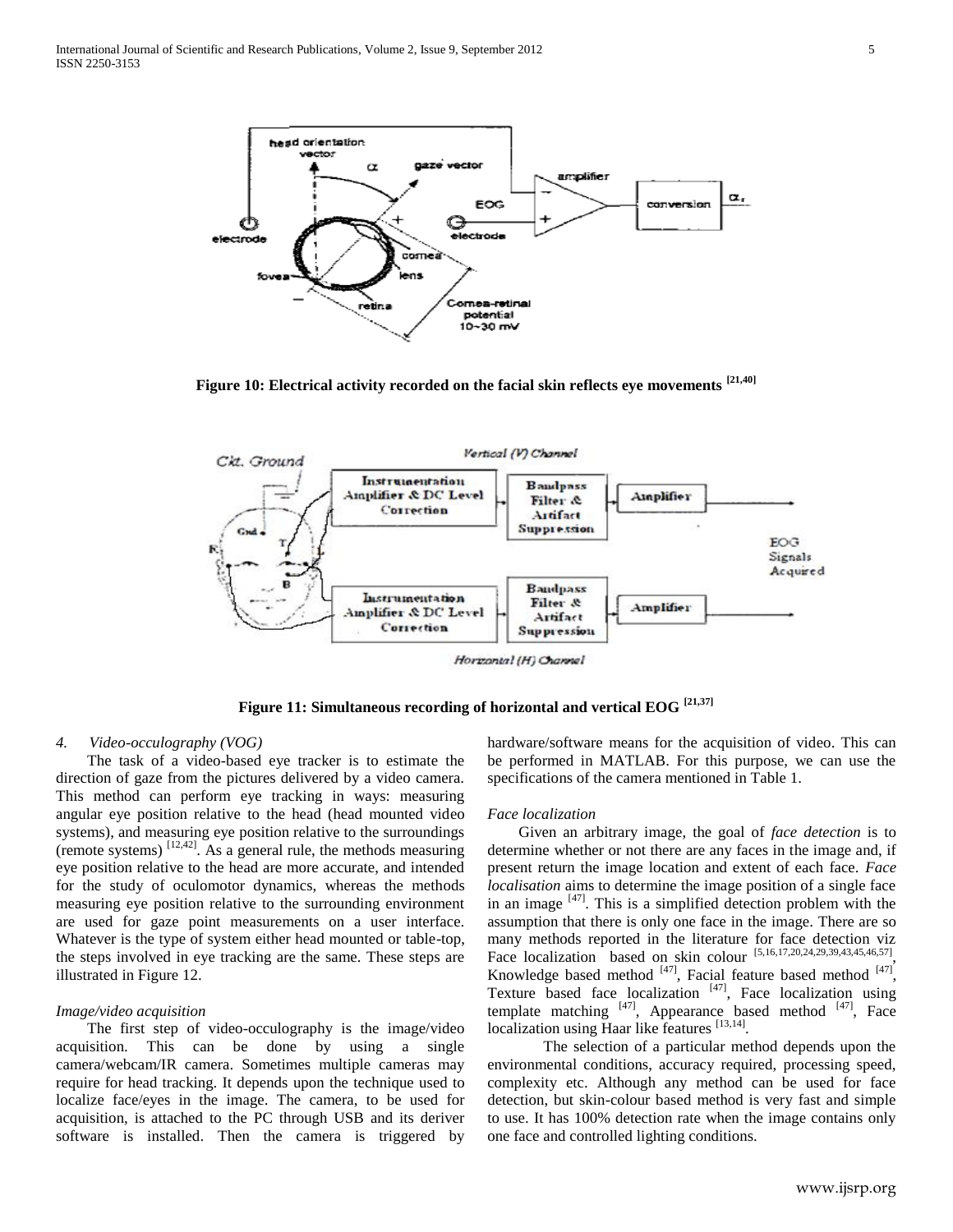Figure 10: Electrical activity recorded on the facial skin reflects eye movements [21,40]

Figure 11: Simultaneous recording of horizontal and vertical EOG [21,37]

### *4. Video-occulography (VOG)*

The task of a video-based eye tracker is to estimate the direction of gaze from the pictures delivered by a video camera. This method can perform eye tracking in ways: measuring angular eye position relative to the head (head mounted video systems), and measuring eye position relative to the surroundings (remote systems) [12,42]. As a general rule, the methods measuring eye position relative to the head are more accurate, and intended for the study of oculomotor dynamics, whereas the methods measuring eye position relative to the surrounding environment are used for gaze point measurements on a user interface. Whatever is the type of system either head mounted or table-top, the steps involved in eye tracking are the same. These steps are illustrated in Figure 12.

#### *Image/video acquisition*

The first step of video-occulography is the image/video acquisition. This can be done by using a single camera/webcam/IR camera. Sometimes multiple cameras may require for head tracking. It depends upon the technique used to localize face/eyes in the image. The camera, to be used for acquisition, is attached to the PC through USB and its deriver software is installed. Then the camera is triggered by hardware/software means for the acquisition of video. This can be performed in MATLAB. For this purpose, we can use the specifications of the camera mentioned in Table 1.

#### *Face localization*

Given an arbitrary image, the goal of *face detection* is to determine whether or not there are any faces in the image and, if present return the image location and extent of each face. *Face localisation* aims to determine the image position of a single face in an image [47]. This is a simplified detection problem with the assumption that there is only one face in the image. There are so many methods reported in the literature for face detection viz Face localization based on skin colour [5,16,17,20,24,29,39,43,45,46,57], Knowledge based method [47], Facial feature based method [47], Texture based face localization [47], Face localization using template matching [47], Appearance based method [47], Face localization using Haar like features [13,14].

The selection of a particular method depends upon the environmental conditions, accuracy required, processing speed, complexity etc. Although any method can be used for face detection, but skin-colour based method is very fast and simple to use. It has 100% detection rate when the image contains only one face and controlled lighting conditions.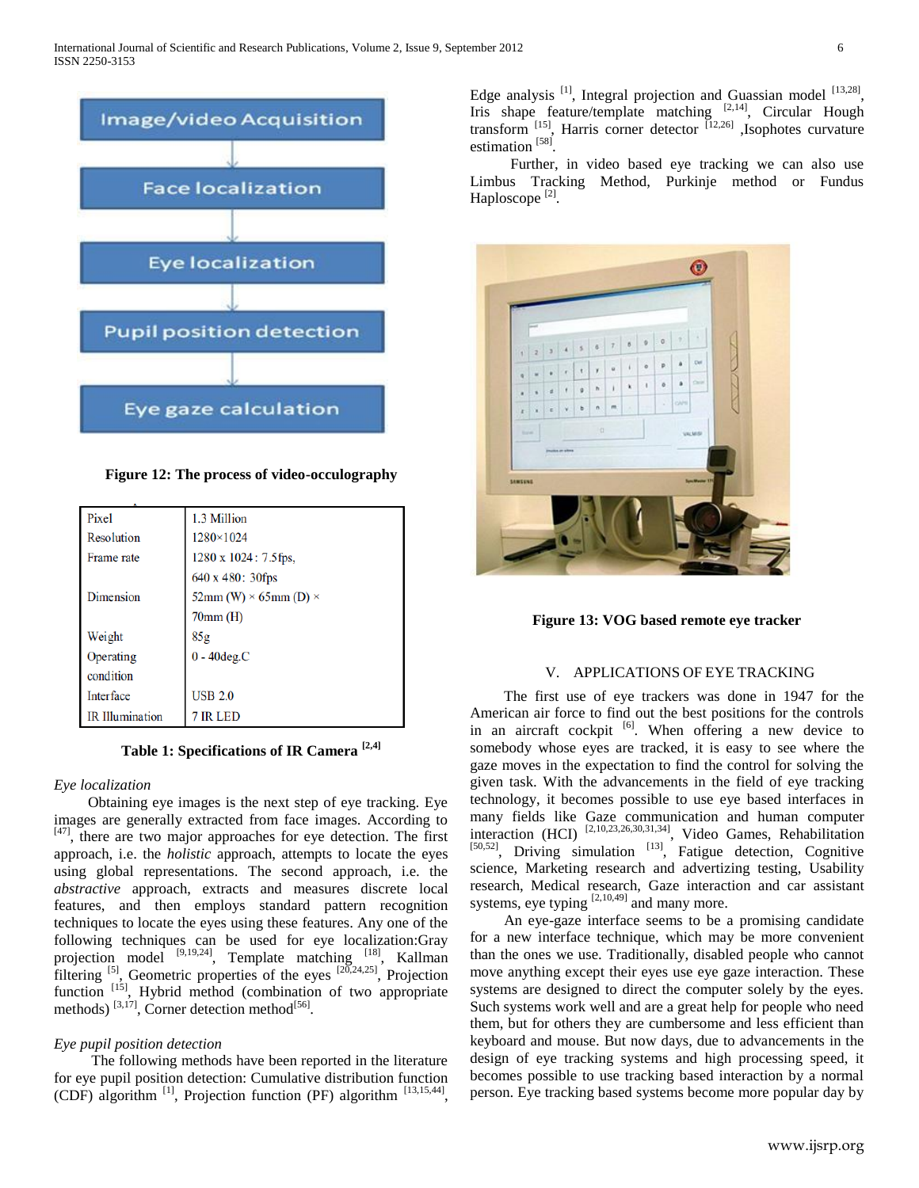Image/video Acquisition

Face localization

Eye localization

Pupil position detection

Eye gaze calculation

**Figure 12: The process of video-occulography**

| Pixel | 1.3 Million |
|---|---|
| Resolution | 1280×1024 |
| Frame rate | 1280 x 1024 : 7.5fps, 640 x 480: 30fps |
| Dimension | 52mm (W) × 65mm (D) × 70mm (H) |
| Weight | 85g |
| Operating condition | 0 - 40deg.C |
| Interface | USB 2.0 |
| IR Illumination | 7 IR LED |

**Table 1: Specifications of IR Camera [2,4]**

*Eye localization*

Obtaining eye images is the next step of eye tracking. Eye images are generally extracted from face images. According to [47], there are two major approaches for eye detection. The first approach, i.e. the *holistic* approach, attempts to locate the eyes using global representations. The second approach, i.e. the *abstractive* approach, extracts and measures discrete local features, and then employs standard pattern recognition techniques to locate the eyes using these features. Any one of the following techniques can be used for eye localization:Gray projection model [9,19,24], Template matching [18], Kallman filtering [5], Geometric properties of the eyes [20,24,25], Projection function [15], Hybrid method (combination of two appropriate methods) [3,17], Corner detection method[56].

*Eye pupil position detection*

The following methods have been reported in the literature for eye pupil position detection: Cumulative distribution function (CDF) algorithm [1], Projection function (PF) algorithm [13,15,44], Edge analysis [1], Integral projection and Guassian model [13,28], Iris shape feature/template matching [2,14], Circular Hough transform [15], Harris corner detector [12,26] ,Isophotes curvature estimation [58].

Further, in video based eye tracking we can also use Limbus Tracking Method, Purkinje method or Fundus Haploscope [2].

**Figure 13: VOG based remote eye tracker**

## V. APPLICATIONS OF EYE TRACKING

The first use of eye trackers was done in 1947 for the American air force to find out the best positions for the controls in an aircraft cockpit [6]. When offering a new device to somebody whose eyes are tracked, it is easy to see where the gaze moves in the expectation to find the control for solving the given task. With the advancements in the field of eye tracking technology, it becomes possible to use eye based interfaces in many fields like Gaze communication and human computer interaction (HCI) [2,10,23,26,30,31,34], Video Games, Rehabilitation [50,52], Driving simulation [13], Fatigue detection, Cognitive science, Marketing research and advertizing testing, Usability research, Medical research, Gaze interaction and car assistant systems, eye typing [2,10,49] and many more.

An eye-gaze interface seems to be a promising candidate for a new interface technique, which may be more convenient than the ones we use. Traditionally, disabled people who cannot move anything except their eyes use eye gaze interaction. These systems are designed to direct the computer solely by the eyes. Such systems work well and are a great help for people who need them, but for others they are cumbersome and less efficient than keyboard and mouse. But now days, due to advancements in the design of eye tracking systems and high processing speed, it becomes possible to use tracking based interaction by a normal person. Eye tracking based systems become more popular day by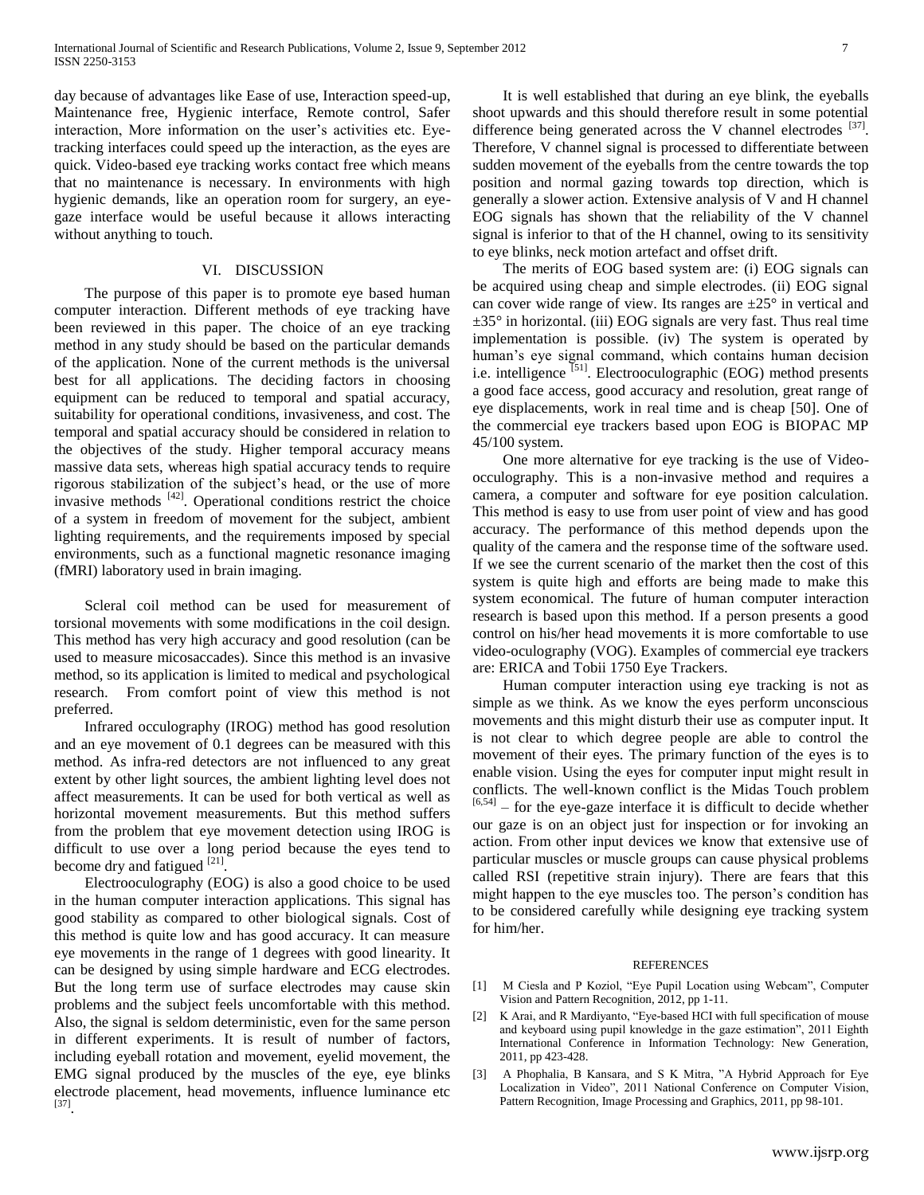day because of advantages like Ease of use, Interaction speed-up, Maintenance free, Hygienic interface, Remote control, Safer interaction, More information on the user's activities etc. Eye-tracking interfaces could speed up the interaction, as the eyes are quick. Video-based eye tracking works contact free which means that no maintenance is necessary. In environments with high hygienic demands, like an operation room for surgery, an eye-gaze interface would be useful because it allows interacting without anything to touch.

## VI. DISCUSSION

The purpose of this paper is to promote eye based human computer interaction. Different methods of eye tracking have been reviewed in this paper. The choice of an eye tracking method in any study should be based on the particular demands of the application. None of the current methods is the universal best for all applications. The deciding factors in choosing equipment can be reduced to temporal and spatial accuracy, suitability for operational conditions, invasiveness, and cost. The temporal and spatial accuracy should be considered in relation to the objectives of the study. Higher temporal accuracy means massive data sets, whereas high spatial accuracy tends to require rigorous stabilization of the subject's head, or the use of more invasive methods [42]. Operational conditions restrict the choice of a system in freedom of movement for the subject, ambient lighting requirements, and the requirements imposed by special environments, such as a functional magnetic resonance imaging (fMRI) laboratory used in brain imaging.

Scleral coil method can be used for measurement of torsional movements with some modifications in the coil design. This method has very high accuracy and good resolution (can be used to measure micosaccades). Since this method is an invasive method, so its application is limited to medical and psychological research. From comfort point of view this method is not preferred.

Infrared occulography (IROG) method has good resolution and an eye movement of 0.1 degrees can be measured with this method. As infra-red detectors are not influenced to any great extent by other light sources, the ambient lighting level does not affect measurements. It can be used for both vertical as well as horizontal movement measurements. But this method suffers from the problem that eye movement detection using IROG is difficult to use over a long period because the eyes tend to become dry and fatigued [21].

Electrooculography (EOG) is also a good choice to be used in the human computer interaction applications. This signal has good stability as compared to other biological signals. Cost of this method is quite low and has good accuracy. It can measure eye movements in the range of 1 degrees with good linearity. It can be designed by using simple hardware and ECG electrodes. But the long term use of surface electrodes may cause skin problems and the subject feels uncomfortable with this method. Also, the signal is seldom deterministic, even for the same person in different experiments. It is result of number of factors, including eyeball rotation and movement, eyelid movement, the EMG signal produced by the muscles of the eye, eye blinks electrode placement, head movements, influence luminance etc [37].

It is well established that during an eye blink, the eyeballs shoot upwards and this should therefore result in some potential difference being generated across the V channel electrodes [37]. Therefore, V channel signal is processed to differentiate between sudden movement of the eyeballs from the centre towards the top position and normal gazing towards top direction, which is generally a slower action. Extensive analysis of V and H channel EOG signals has shown that the reliability of the V channel signal is inferior to that of the H channel, owing to its sensitivity to eye blinks, neck motion artefact and offset drift.

The merits of EOG based system are: (i) EOG signals can be acquired using cheap and simple electrodes. (ii) EOG signal can cover wide range of view. Its ranges are ±25° in vertical and ±35° in horizontal. (iii) EOG signals are very fast. Thus real time implementation is possible. (iv) The system is operated by human's eye signal command, which contains human decision i.e. intelligence [51]. Electrooculographic (EOG) method presents a good face access, good accuracy and resolution, great range of eye displacements, work in real time and is cheap [50]. One of the commercial eye trackers based upon EOG is BIOPAC MP 45/100 system.

One more alternative for eye tracking is the use of Video-occulography. This is a non-invasive method and requires a camera, a computer and software for eye position calculation. This method is easy to use from user point of view and has good accuracy. The performance of this method depends upon the quality of the camera and the response time of the software used. If we see the current scenario of the market then the cost of this system is quite high and efforts are being made to make this system economical. The future of human computer interaction research is based upon this method. If a person presents a good control on his/her head movements it is more comfortable to use video-oculography (VOG). Examples of commercial eye trackers are: ERICA and Tobii 1750 Eye Trackers.

Human computer interaction using eye tracking is not as simple as we think. As we know the eyes perform unconscious movements and this might disturb their use as computer input. It is not clear to which degree people are able to control the movement of their eyes. The primary function of the eyes is to enable vision. Using the eyes for computer input might result in conflicts. The well-known conflict is the Midas Touch problem [6,54] – for the eye-gaze interface it is difficult to decide whether our gaze is on an object just for inspection or for invoking an action. From other input devices we know that extensive use of particular muscles or muscle groups can cause physical problems called RSI (repetitive strain injury). There are fears that this might happen to the eye muscles too. The person's condition has to be considered carefully while designing eye tracking system for him/her.

## REFERENCES

[1] M Ciesla and P Koziol, "Eye Pupil Location using Webcam", Computer Vision and Pattern Recognition, 2012, pp 1-11.

[2] K Arai, and R Mardiyanto, "Eye-based HCI with full specification of mouse and keyboard using pupil knowledge in the gaze estimation", 2011 Eighth International Conference in Information Technology: New Generation, 2011, pp 423-428.

[3] A Phophalia, B Kansara, and S K Mitra, "A Hybrid Approach for Eye Localization in Video", 2011 National Conference on Computer Vision, Pattern Recognition, Image Processing and Graphics, 2011, pp 98-101.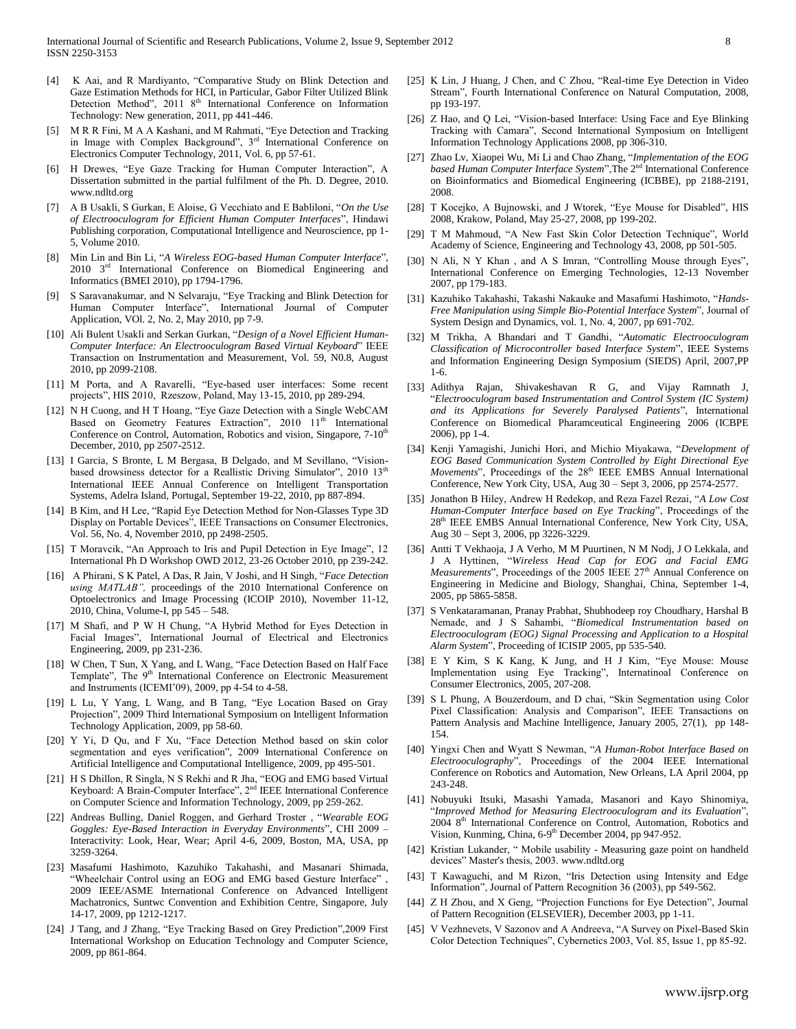[4] K Aai, and R Mardiyanto, "Comparative Study on Blink Detection and Gaze Estimation Methods for HCI, in Particular, Gabor Filter Utilized Blink Detection Method", 2011 8th International Conference on Information Technology: New generation, 2011, pp 441-446.

[5] M R R Fini, M A A Kashani, and M Rahmati, "Eye Detection and Tracking in Image with Complex Background", 3rd International Conference on Electronics Computer Technology, 2011, Vol. 6, pp 57-61.

[6] H Drewes, "Eye Gaze Tracking for Human Computer Interaction", A Dissertation submitted in the partial fulfilment of the Ph. D. Degree, 2010. www.ndltd.org

[7] A B Usakli, S Gurkan, E Aloise, G Vecchiato and E Babliloni, "*On the Use of Electrooculogram for Efficient Human Computer Interfaces*", Hindawi Publishing corporation, Computational Intelligence and Neuroscience, pp 1-5, Volume 2010.

[8] Min Lin and Bin Li, "*A Wireless EOG-based Human Computer Interface*", 2010 3rd International Conference on Biomedical Engineering and Informatics (BMEI 2010), pp 1794-1796.

[9] S Saravanakumar, and N Selvaraju, "Eye Tracking and Blink Detection for Human Computer Interface", International Journal of Computer Application, VOl. 2, No. 2, May 2010, pp 7-9.

[10] Ali Bulent Usakli and Serkan Gurkan, "*Design of a Novel Efficient Human-Computer Interface: An Electrooculagram Based Virtual Keyboard*" IEEE Transaction on Instrumentation and Measurement, Vol. 59, N0.8, August 2010, pp 2099-2108.

[11] M Porta, and A Ravarelli, "Eye-based user interfaces: Some recent projects", HIS 2010, Rzeszow, Poland, May 13-15, 2010, pp 289-294.

[12] N H Cuong, and H T Hoang, "Eye Gaze Detection with a Single WebCAM Based on Geometry Features Extraction", 2010 11th International Conference on Control, Automation, Robotics and vision, Singapore, 7-10th December, 2010, pp 2507-2512.

[13] I Garcia, S Bronte, L M Bergasa, B Delgado, and M Sevillano, "Vision-based drowsiness detector for a Reallistic Driving Simulator", 2010 13th International IEEE Annual Conference on Intelligent Transportation Systems, Adelra Island, Portugal, September 19-22, 2010, pp 887-894.

[14] B Kim, and H Lee, "Rapid Eye Detection Method for Non-Glasses Type 3D Display on Portable Devices", IEEE Transactions on Consumer Electronics, Vol. 56, No. 4, November 2010, pp 2498-2505.

[15] T Moravcik, "An Approach to Iris and Pupil Detection in Eye Image", 12 International Ph D Workshop OWD 2012, 23-26 October 2010, pp 239-242.

[16] A Phirani, S K Patel, A Das, R Jain, V Joshi, and H Singh, "*Face Detection using MATLAB",* proceedings of the 2010 International Conference on Optoelectronics and Image Processing (ICOIP 2010), November 11-12, 2010, China, Volume-I, pp 545 – 548.

[17] M Shafi, and P W H Chung, "A Hybrid Method for Eyes Detection in Facial Images", International Journal of Electrical and Electronics Engineering, 2009, pp 231-236.

[18] W Chen, T Sun, X Yang, and L Wang, "Face Detection Based on Half Face Template", The 9th International Conference on Electronic Measurement and Instruments (ICEMI'09), 2009, pp 4-54 to 4-58.

[19] L Lu, Y Yang, L Wang, and B Tang, "Eye Location Based on Gray Projection", 2009 Third International Symposium on Intelligent Information Technology Application, 2009, pp 58-60.

[20] Y Yi, D Qu, and F Xu, "Face Detection Method based on skin color segmentation and eyes verification", 2009 International Conference on Artificial Intelligence and Computational Intelligence, 2009, pp 495-501.

[21] H S Dhillon, R Singla, N S Rekhi and R Jha, "EOG and EMG based Virtual Keyboard: A Brain-Computer Interface", 2nd IEEE International Conference on Computer Science and Information Technology, 2009, pp 259-262.

[22] Andreas Bulling, Daniel Roggen, and Gerhard Troster , "*Wearable EOG Goggles: Eye-Based Interaction in Everyday Environments*", CHI 2009 – Interactivity: Look, Hear, Wear; April 4-6, 2009, Boston, MA, USA, pp 3259-3264.

[23] Masafumi Hashimoto, Kazuhiko Takahashi, and Masanari Shimada, "Wheelchair Control using an EOG and EMG based Gesture Interface" , 2009 IEEE/ASME International Conference on Advanced Intelligent Machatronics, Suntwc Convention and Exhibition Centre, Singapore, July 14-17, 2009, pp 1212-1217.

[24] J Tang, and J Zhang, "Eye Tracking Based on Grey Prediction",2009 First International Workshop on Education Technology and Computer Science, 2009, pp 861-864.

[25] K Lin, J Huang, J Chen, and C Zhou, "Real-time Eye Detection in Video Stream", Fourth International Conference on Natural Computation, 2008, pp 193-197.

[26] Z Hao, and Q Lei, "Vision-based Interface: Using Face and Eye Blinking Tracking with Camara", Second International Symposium on Intelligent Information Technology Applications 2008, pp 306-310.

[27] Zhao Lv, Xiaopei Wu, Mi Li and Chao Zhang, "*Implementation of the EOG based Human Computer Interface System*",The 2nd International Conference on Bioinformatics and Biomedical Engineering (ICBBE), pp 2188-2191, 2008.

[28] T Kocejko, A Bujnowski, and J Wtorek, "Eye Mouse for Disabled", HIS 2008, Krakow, Poland, May 25-27, 2008, pp 199-202.

[29] T M Mahmoud, "A New Fast Skin Color Detection Technique", World Academy of Science, Engineering and Technology 43, 2008, pp 501-505.

[30] N Ali, N Y Khan , and A S Imran, "Controlling Mouse through Eyes", International Conference on Emerging Technologies, 12-13 November 2007, pp 179-183.

[31] Kazuhiko Takahashi, Takashi Nakauke and Masafumi Hashimoto, "*Hands-Free Manipulation using Simple Bio-Potential Interface System*", Journal of System Design and Dynamics, vol. 1, No. 4, 2007, pp 691-702.

[32] M Trikha, A Bhandari and T Gandhi, "*Automatic Electrooculogram Classification of Microcontroller based Interface System*", IEEE Systems and Information Engineering Design Symposium (SIEDS) April, 2007,PP 1-6.

[33] Adithya Rajan, Shivakeshavan R G, and Vijay Ramnath J, "*Electrooculogram based Instrumentation and Control System (IC System) and its Applications for Severely Paralysed Patients*", International Conference on Biomedical Pharamceutical Engineering 2006 (ICBPE 2006), pp 1-4.

[34] Kenji Yamagishi, Junichi Hori, and Michio Miyakawa, "*Development of EOG Based Communication System Controlled by Eight Directional Eye Movements*", Proceedings of the 28th IEEE EMBS Annual International Conference, New York City, USA, Aug 30 – Sept 3, 2006, pp 2574-2577.

[35] Jonathon B Hiley, Andrew H Redekop, and Reza Fazel Rezai, "*A Low Cost Human-Computer Interface based on Eye Tracking*", Proceedings of the 28th IEEE EMBS Annual International Conference, New York City, USA, Aug 30 – Sept 3, 2006, pp 3226-3229.

[36] Antti T Vekhaoja, J A Verho, M M Puurtinen, N M Nodj, J O Lekkala, and J A Hyttinen, "*Wireless Head Cap for EOG and Facial EMG Measurements*", Proceedings of the 2005 IEEE 27th Annual Conference on Engineering in Medicine and Biology, Shanghai, China, September 1-4, 2005, pp 5865-5858.

[37] S Venkataramanan, Pranay Prabhat, Shubhodeep roy Choudhary, Harshal B Nemade, and J S Sahambi, "*Biomedical Instrumentation based on Electrooculogram (EOG) Signal Processing and Application to a Hospital Alarm System*", Proceeding of ICISIP 2005, pp 535-540.

[38] E Y Kim, S K Kang, K Jung, and H J Kim, "Eye Mouse: Mouse Implementation using Eye Tracking", Internatinoal Conference on Consumer Electronics, 2005, 207-208.

[39] S L Phung, A Bouzerdoum, and D chai, "Skin Segmentation using Color Pixel Classification: Analysis and Comparison", IEEE Transactions on Pattern Analysis and Machine Intelligence, January 2005, 27(1), pp 148-154.

[40] Yingxi Chen and Wyatt S Newman, "*A Human-Robot Interface Based on Electrooculography*", Proceedings of the 2004 IEEE International Conference on Robotics and Automation, New Orleans, LA April 2004, pp 243-248.

[41] Nobuyuki Itsuki, Masashi Yamada, Masanori and Kayo Shinomiya, "*Improved Method for Measuring Electrooculogram and its Evaluation*", 2004 8th International Conference on Control, Automation, Robotics and Vision, Kunming, China, 6-9th December 2004, pp 947-952.

[42] Kristian Lukander, " Mobile usability - Measuring gaze point on handheld devices" Master's thesis, 2003. www.ndltd.org

[43] T Kawaguchi, and M Rizon, "Iris Detection using Intensity and Edge Information", Journal of Pattern Recognition 36 (2003), pp 549-562.

[44] Z H Zhou, and X Geng, "Projection Functions for Eye Detection", Journal of Pattern Recognition (ELSEVIER), December 2003, pp 1-11.

[45] V Vezhnevets, V Sazonov and A Andreeva, "A Survey on Pixel-Based Skin Color Detection Techniques", Cybernetics 2003, Vol. 85, Issue 1, pp 85-92.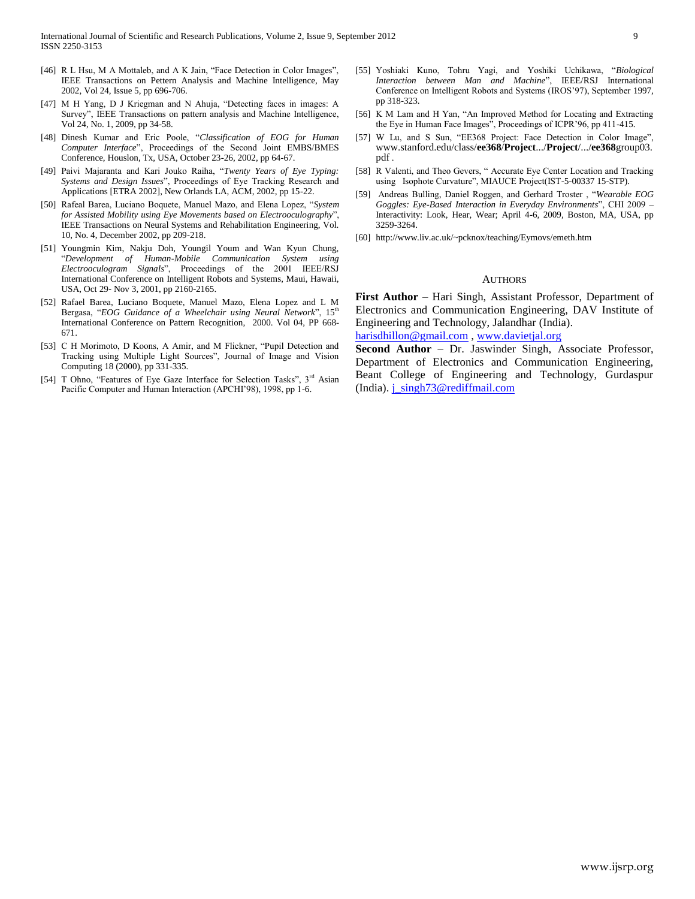[46] R L Hsu, M A Mottaleb, and A K Jain, "Face Detection in Color Images", IEEE Transactions on Pettern Analysis and Machine Intelligence, May 2002, Vol 24, Issue 5, pp 696-706.

[47] M H Yang, D J Kriegman and N Ahuja, "Detecting faces in images: A Survey", IEEE Transactions on pattern analysis and Machine Intelligence, Vol 24, No. 1, 2009, pp 34-58.

[48] Dinesh Kumar and Eric Poole, "*Classification of EOG for Human Computer Interface*", Proceedings of the Second Joint EMBS/BMES Conference, Houslon, Tx, USA, October 23-26, 2002, pp 64-67.

[49] Paivi Majaranta and Kari Jouko Raiha, "*Twenty Years of Eye Typing: Systems and Design Issues*", Proceedings of Eye Tracking Research and Applications [ETRA 2002], New Orlands LA, ACM, 2002, pp 15-22.

[50] Rafeal Barea, Luciano Boquete, Manuel Mazo, and Elena Lopez, "*System for Assisted Mobility using Eye Movements based on Electrooculography*", IEEE Transactions on Neural Systems and Rehabilitation Engineering, Vol. 10, No. 4, December 2002, pp 209-218.

[51] Youngmin Kim, Nakju Doh, Youngil Youm and Wan Kyun Chung, "*Development of Human-Mobile Communication System using Electrooculogram Signals*", Proceedings of the 2001 IEEE/RSJ International Conference on Intelligent Robots and Systems, Maui, Hawaii, USA, Oct 29- Nov 3, 2001, pp 2160-2165.

[52] Rafael Barea, Luciano Boquete, Manuel Mazo, Elena Lopez and L M Bergasa, "*EOG Guidance of a Wheelchair using Neural Network*", 15th International Conference on Pattern Recognition, 2000. Vol 04, PP 668-671.

[53] C H Morimoto, D Koons, A Amir, and M Flickner, "Pupil Detection and Tracking using Multiple Light Sources", Journal of Image and Vision Computing 18 (2000), pp 331-335.

[54] T Ohno, "Features of Eye Gaze Interface for Selection Tasks", 3rd Asian Pacific Computer and Human Interaction (APCHI'98), 1998, pp 1-6.

[55] Yoshiaki Kuno, Tohru Yagi, and Yoshiki Uchikawa, "*Biological Interaction between Man and Machine*", IEEE/RSJ International Conference on Intelligent Robots and Systems (IROS'97), September 1997, pp 318-323.

[56] K M Lam and H Yan, "An Improved Method for Locating and Extracting the Eye in Human Face Images", Proceedings of ICPR'96, pp 411-415.

[57] W Lu, and S Sun, "EE368 Project: Face Detection in Color Image", www.stanford.edu/class/**ee368**/**Project**.../**Project**/.../**ee368**group03.pdf .

[58] R Valenti, and Theo Gevers, " Accurate Eye Center Location and Tracking using Isophote Curvature", MIAUCE Project(IST-5-00337 15-STP).

[59] Andreas Bulling, Daniel Roggen, and Gerhard Troster , "*Wearable EOG Goggles: Eye-Based Interaction in Everyday Environments*", CHI 2009 – Interactivity: Look, Hear, Wear; April 4-6, 2009, Boston, MA, USA, pp 3259-3264.

[60] http://www.liv.ac.uk/~pcknox/teaching/Eymovs/emeth.htm

## AUTHORS

**First Author** – Hari Singh, Assistant Professor, Department of Electronics and Communication Engineering, DAV Institute of Engineering and Technology, Jalandhar (India). harisdhillon@gmail.com , www.davietjal.org

**Second Author** – Dr. Jaswinder Singh, Associate Professor, Department of Electronics and Communication Engineering, Beant College of Engineering and Technology, Gurdaspur (India). j_singh73@rediffmail.com